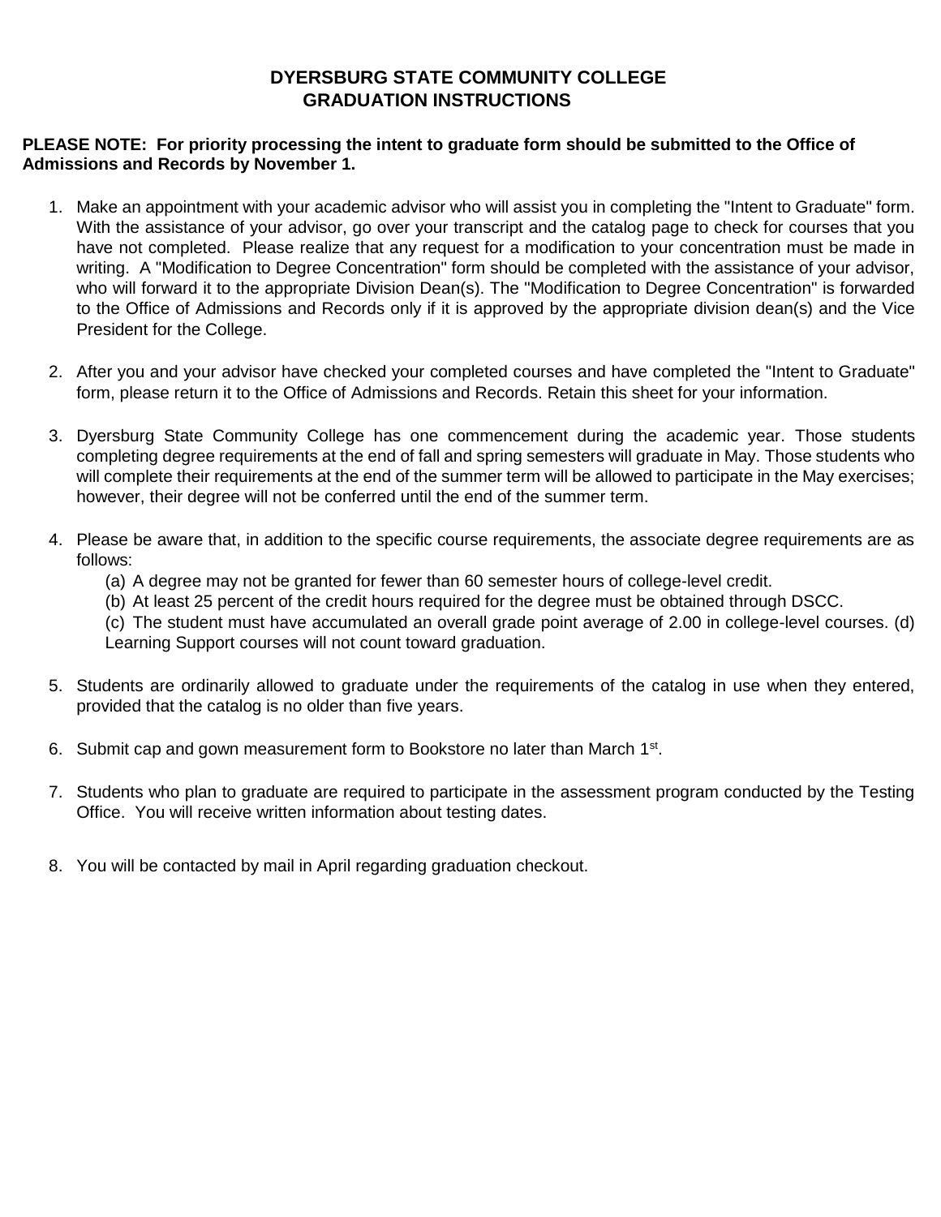# DYERSBURG STATE COMMUNITY COLLEGE
## GRADUATION INSTRUCTIONS

**PLEASE NOTE: For priority processing the intent to graduate form should be submitted to the Office of Admissions and Records by November 1.**

1. Make an appointment with your academic advisor who will assist you in completing the "Intent to Graduate" form. With the assistance of your advisor, go over your transcript and the catalog page to check for courses that you have not completed. Please realize that any request for a modification to your concentration must be made in writing. A "Modification to Degree Concentration" form should be completed with the assistance of your advisor, who will forward it to the appropriate Division Dean(s). The "Modification to Degree Concentration" is forwarded to the Office of Admissions and Records only if it is approved by the appropriate division dean(s) and the Vice President for the College.

2. After you and your advisor have checked your completed courses and have completed the "Intent to Graduate" form, please return it to the Office of Admissions and Records. Retain this sheet for your information.

3. Dyersburg State Community College has one commencement during the academic year. Those students completing degree requirements at the end of fall and spring semesters will graduate in May. Those students who will complete their requirements at the end of the summer term will be allowed to participate in the May exercises; however, their degree will not be conferred until the end of the summer term.

4. Please be aware that, in addition to the specific course requirements, the associate degree requirements are as follows:
   (a) A degree may not be granted for fewer than 60 semester hours of college-level credit.
   (b) At least 25 percent of the credit hours required for the degree must be obtained through DSCC.
   (c) The student must have accumulated an overall grade point average of 2.00 in college-level courses. (d) Learning Support courses will not count toward graduation.

5. Students are ordinarily allowed to graduate under the requirements of the catalog in use when they entered, provided that the catalog is no older than five years.

6. Submit cap and gown measurement form to Bookstore no later than March 1st.

7. Students who plan to graduate are required to participate in the assessment program conducted by the Testing Office. You will receive written information about testing dates.

8. You will be contacted by mail in April regarding graduation checkout.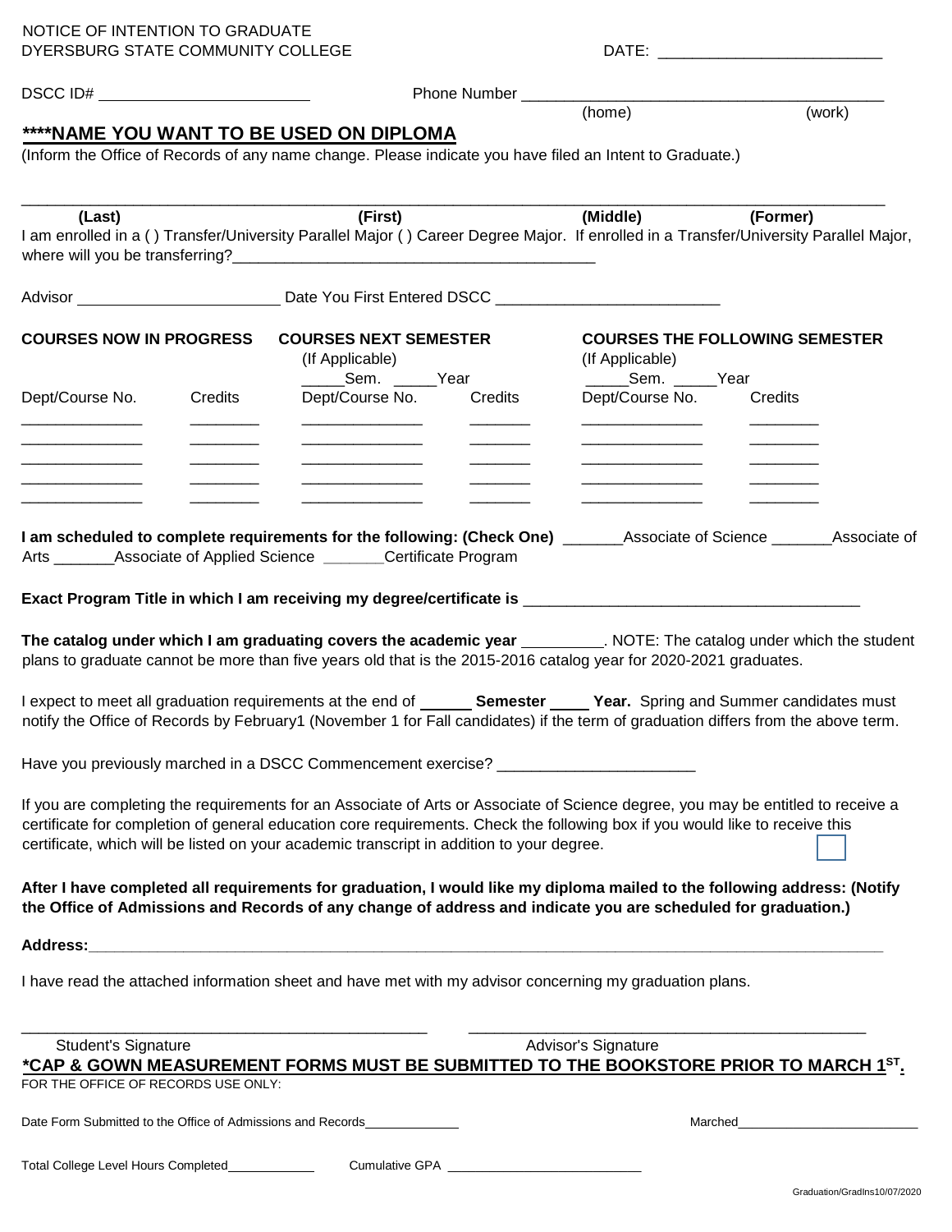NOTICE OF INTENTION TO GRADUATE
DYERSBURG STATE COMMUNITY COLLEGE

DATE: ______________________

DSCC ID# ______________________ Phone Number ________________________________________
(home) (work)

## ****NAME YOU WANT TO BE USED ON DIPLOMA

(Inform the Office of Records of any name change. Please indicate you have filed an Intent to Graduate.)

______________________________________________________________________________

**(Last)** **(First)** **(Middle)** **(Former)**

I am enrolled in a ( ) Transfer/University Parallel Major ( ) Career Degree Major. If enrolled in a Transfer/University Parallel Major, where will you be transferring?________________________________________

Advisor ______________________ Date You First Entered DSCC ________________________

| **COURSES NOW IN PROGRESS** | | **COURSES NEXT SEMESTER** (If Applicable) _____Sem. _____Year | | **COURSES THE FOLLOWING SEMESTER** (If Applicable) _____Sem. _____Year | |
|---|---|---|---|---|---|
| Dept/Course No. | Credits | Dept/Course No. | Credits | Dept/Course No. | Credits |
| _____________ | ________ | _____________ | _______ | _____________ | ________ |
| _____________ | ________ | _____________ | _______ | _____________ | ________ |
| _____________ | ________ | _____________ | _______ | _____________ | ________ |
| _____________ | ________ | _____________ | _______ | _____________ | ________ |
| _____________ | ________ | _____________ | _______ | _____________ | ________ |

**I am scheduled to complete requirements for the following: (Check One)** _______Associate of Science _______Associate of Arts _______Associate of Applied Science _______Certificate Program

**Exact Program Title in which I am receiving my degree/certificate is** ____________________________________

**The catalog under which I am graduating covers the academic year** _________. NOTE: The catalog under which the student plans to graduate cannot be more than five years old that is the 2015-2016 catalog year for 2020-2021 graduates.

I expect to meet all graduation requirements at the end of ______ **Semester** _____ **Year.** Spring and Summer candidates must notify the Office of Records by February1 (November 1 for Fall candidates) if the term of graduation differs from the above term.

Have you previously marched in a DSCC Commencement exercise? ______________________

If you are completing the requirements for an Associate of Arts or Associate of Science degree, you may be entitled to receive a certificate for completion of general education core requirements. Check the following box if you would like to receive this certificate, which will be listed on your academic transcript in addition to your degree. ☐

**After I have completed all requirements for graduation, I would like my diploma mailed to the following address: (Notify the Office of Admissions and Records of any change of address and indicate you are scheduled for graduation.)**

**Address:**______________________________________________________________________________

I have read the attached information sheet and have met with my advisor concerning my graduation plans.

_____________________________________________ _____________________________________________
Student's Signature Advisor's Signature

**<u>*CAP & GOWN MEASUREMENT FORMS MUST BE SUBMITTED TO THE BOOKSTORE PRIOR TO MARCH 1ST.</u>**

FOR THE OFFICE OF RECORDS USE ONLY:

Date Form Submitted to the Office of Admissions and Records_____________ Marched________________________

Total College Level Hours Completed____________ Cumulative GPA ___________________________

Graduation/GradIns10/07/2020